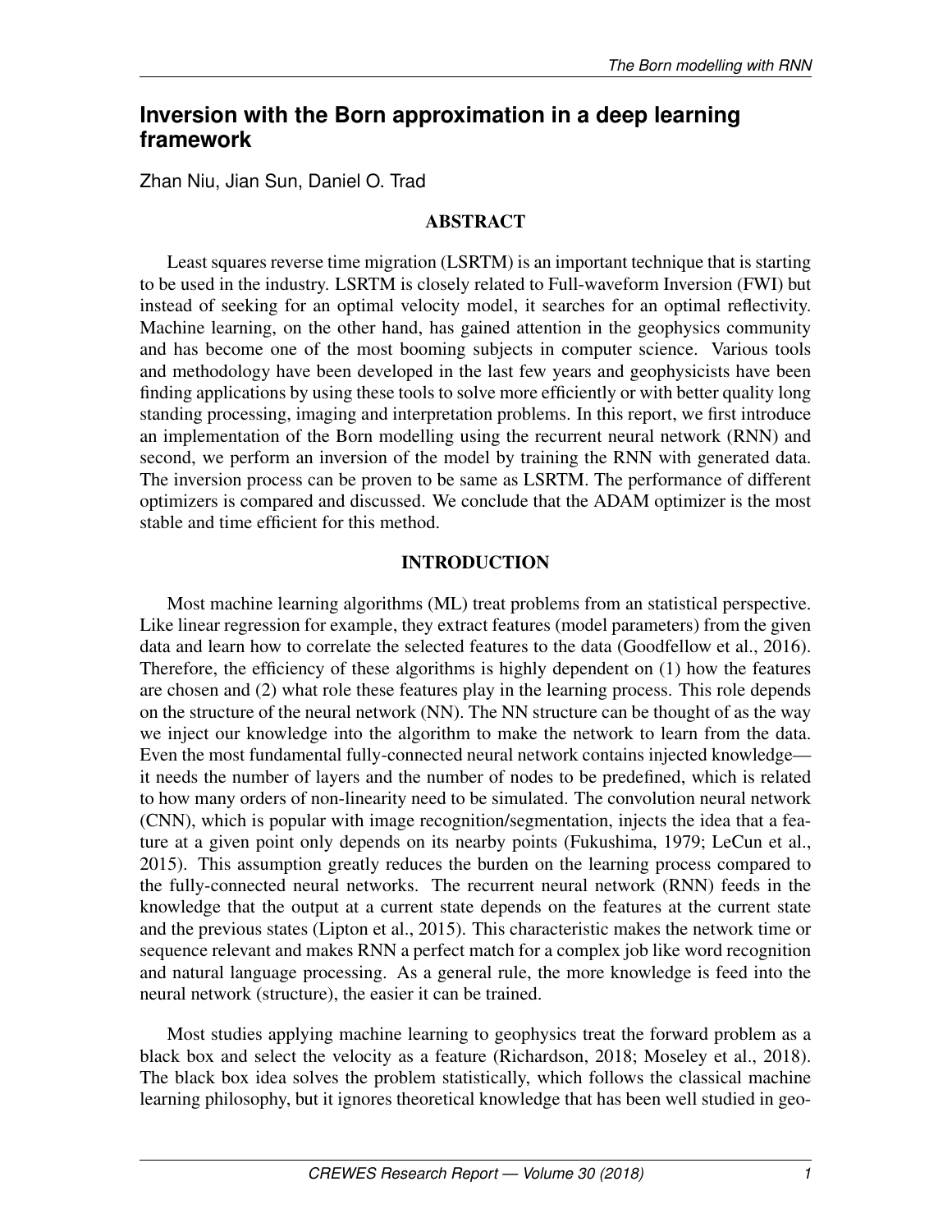# Inversion with the Born approximation in a deep learning framework

Zhan Niu, Jian Sun, Daniel O. Trad

## ABSTRACT

Least squares reverse time migration (LSRTM) is an important technique that is starting to be used in the industry. LSRTM is closely related to Full-waveform Inversion (FWI) but instead of seeking for an optimal velocity model, it searches for an optimal reflectivity. Machine learning, on the other hand, has gained attention in the geophysics community and has become one of the most booming subjects in computer science. Various tools and methodology have been developed in the last few years and geophysicists have been finding applications by using these tools to solve more efficiently or with better quality long standing processing, imaging and interpretation problems. In this report, we first introduce an implementation of the Born modelling using the recurrent neural network (RNN) and second, we perform an inversion of the model by training the RNN with generated data. The inversion process can be proven to be same as LSRTM. The performance of different optimizers is compared and discussed. We conclude that the ADAM optimizer is the most stable and time efficient for this method.

## INTRODUCTION

Most machine learning algorithms (ML) treat problems from an statistical perspective. Like linear regression for example, they extract features (model parameters) from the given data and learn how to correlate the selected features to the data (Goodfellow et al., 2016). Therefore, the efficiency of these algorithms is highly dependent on (1) how the features are chosen and (2) what role these features play in the learning process. This role depends on the structure of the neural network (NN). The NN structure can be thought of as the way we inject our knowledge into the algorithm to make the network to learn from the data. Even the most fundamental fully-connected neural network contains injected knowledge—it needs the number of layers and the number of nodes to be predefined, which is related to how many orders of non-linearity need to be simulated. The convolution neural network (CNN), which is popular with image recognition/segmentation, injects the idea that a feature at a given point only depends on its nearby points (Fukushima, 1979; LeCun et al., 2015). This assumption greatly reduces the burden on the learning process compared to the fully-connected neural networks. The recurrent neural network (RNN) feeds in the knowledge that the output at a current state depends on the features at the current state and the previous states (Lipton et al., 2015). This characteristic makes the network time or sequence relevant and makes RNN a perfect match for a complex job like word recognition and natural language processing. As a general rule, the more knowledge is feed into the neural network (structure), the easier it can be trained.

Most studies applying machine learning to geophysics treat the forward problem as a black box and select the velocity as a feature (Richardson, 2018; Moseley et al., 2018). The black box idea solves the problem statistically, which follows the classical machine learning philosophy, but it ignores theoretical knowledge that has been well studied in geo-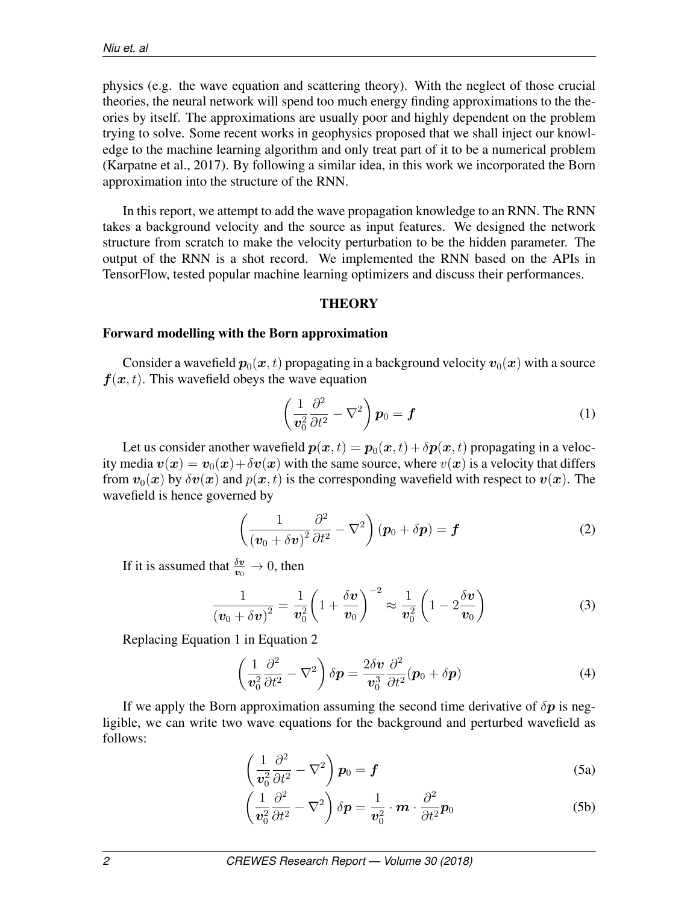physics (e.g. the wave equation and scattering theory). With the neglect of those crucial theories, the neural network will spend too much energy finding approximations to the theories by itself. The approximations are usually poor and highly dependent on the problem trying to solve. Some recent works in geophysics proposed that we shall inject our knowledge to the machine learning algorithm and only treat part of it to be a numerical problem (Karpatne et al., 2017). By following a similar idea, in this work we incorporated the Born approximation into the structure of the RNN.

In this report, we attempt to add the wave propagation knowledge to an RNN. The RNN takes a background velocity and the source as input features. We designed the network structure from scratch to make the velocity perturbation to be the hidden parameter. The output of the RNN is a shot record. We implemented the RNN based on the APIs in TensorFlow, tested popular machine learning optimizers and discuss their performances.

## THEORY

### Forward modelling with the Born approximation

Consider a wavefield $\boldsymbol{p}_0(\boldsymbol{x}, t)$ propagating in a background velocity $\boldsymbol{v}_0(\boldsymbol{x})$ with a source $\boldsymbol{f}(\boldsymbol{x}, t)$. This wavefield obeys the wave equation

$$\left(\frac{1}{\boldsymbol{v}_0^2}\frac{\partial^2}{\partial t^2} - \nabla^2\right)\boldsymbol{p}_0 = \boldsymbol{f} \tag{1}$$

Let us consider another wavefield $\boldsymbol{p}(\boldsymbol{x}, t) = \boldsymbol{p}_0(\boldsymbol{x}, t) + \delta\boldsymbol{p}(\boldsymbol{x}, t)$ propagating in a velocity media $\boldsymbol{v}(\boldsymbol{x}) = \boldsymbol{v}_0(\boldsymbol{x}) + \delta\boldsymbol{v}(\boldsymbol{x})$ with the same source, where $v(\boldsymbol{x})$ is a velocity that differs from $\boldsymbol{v}_0(\boldsymbol{x})$ by $\delta\boldsymbol{v}(\boldsymbol{x})$ and $p(\boldsymbol{x}, t)$ is the corresponding wavefield with respect to $\boldsymbol{v}(\boldsymbol{x})$. The wavefield is hence governed by

$$\left(\frac{1}{(\boldsymbol{v}_0 + \delta\boldsymbol{v})^2}\frac{\partial^2}{\partial t^2} - \nabla^2\right)(\boldsymbol{p}_0 + \delta\boldsymbol{p}) = \boldsymbol{f} \tag{2}$$

If it is assumed that $\frac{\delta\boldsymbol{v}}{\boldsymbol{v}_0} \to 0$, then

$$\frac{1}{(\boldsymbol{v}_0 + \delta\boldsymbol{v})^2} = \frac{1}{\boldsymbol{v}_0^2}\left(1 + \frac{\delta\boldsymbol{v}}{\boldsymbol{v}_0}\right)^{-2} \approx \frac{1}{\boldsymbol{v}_0^2}\left(1 - 2\frac{\delta\boldsymbol{v}}{\boldsymbol{v}_0}\right) \tag{3}$$

Replacing Equation 1 in Equation 2

$$\left(\frac{1}{\boldsymbol{v}_0^2}\frac{\partial^2}{\partial t^2} - \nabla^2\right)\delta\boldsymbol{p} = \frac{2\delta\boldsymbol{v}}{\boldsymbol{v}_0^3}\frac{\partial^2}{\partial t^2}(\boldsymbol{p}_0 + \delta\boldsymbol{p}) \tag{4}$$

If we apply the Born approximation assuming the second time derivative of $\delta\boldsymbol{p}$ is negligible, we can write two wave equations for the background and perturbed wavefield as follows:

$$\left(\frac{1}{\boldsymbol{v}_0^2}\frac{\partial^2}{\partial t^2} - \nabla^2\right)\boldsymbol{p}_0 = \boldsymbol{f} \tag{5a}$$

$$\left(\frac{1}{\boldsymbol{v}_0^2}\frac{\partial^2}{\partial t^2} - \nabla^2\right)\delta\boldsymbol{p} = \frac{1}{\boldsymbol{v}_0^2}\cdot\boldsymbol{m}\cdot\frac{\partial^2}{\partial t^2}\boldsymbol{p}_0 \tag{5b}$$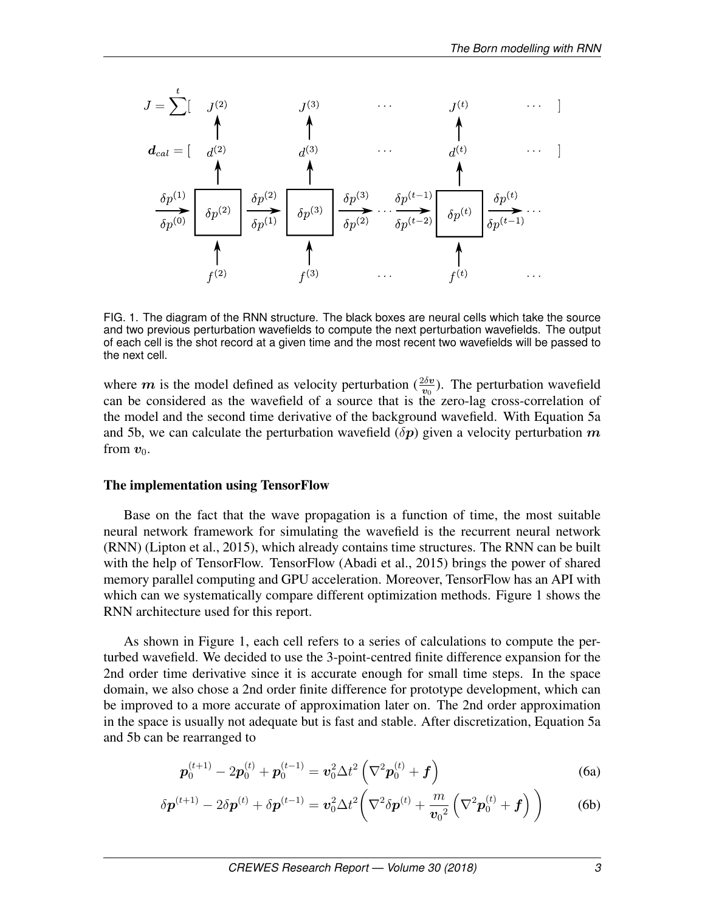$J = \sum^{t} [ \quad J^{(2)} \quad J^{(3)} \quad \cdots \quad J^{(t)} \quad \cdots \; ]$

$\boldsymbol{d}_{cal} = [ \quad d^{(2)} \quad d^{(3)} \quad \cdots \quad d^{(t)} \quad \cdots \; ]$

$\delta p^{(1)}$, $\delta p^{(0)}$ → $\delta p^{(2)}$ → $\delta p^{(2)}$, $\delta p^{(1)}$ → $\delta p^{(3)}$ → $\delta p^{(3)}$, $\delta p^{(2)}$ $\cdots$ $\delta p^{(t-1)}$, $\delta p^{(t-2)}$ → $\delta p^{(t)}$ → $\delta p^{(t)}$, $\delta p^{(t-1)}$ $\cdots$

$f^{(2)} \quad f^{(3)} \quad \cdots \quad f^{(t)} \quad \cdots$

FIG. 1. The diagram of the RNN structure. The black boxes are neural cells which take the source and two previous perturbation wavefields to compute the next perturbation wavefields. The output of each cell is the shot record at a given time and the most recent two wavefields will be passed to the next cell.

where $\boldsymbol{m}$ is the model defined as velocity perturbation ($\frac{2\delta \boldsymbol{v}}{\boldsymbol{v}_0}$). The perturbation wavefield can be considered as the wavefield of a source that is the zero-lag cross-correlation of the model and the second time derivative of the background wavefield. With Equation 5a and 5b, we can calculate the perturbation wavefield ($\delta \boldsymbol{p}$) given a velocity perturbation $\boldsymbol{m}$ from $\boldsymbol{v}_0$.

### The implementation using TensorFlow

Base on the fact that the wave propagation is a function of time, the most suitable neural network framework for simulating the wavefield is the recurrent neural network (RNN) (Lipton et al., 2015), which already contains time structures. The RNN can be built with the help of TensorFlow. TensorFlow (Abadi et al., 2015) brings the power of shared memory parallel computing and GPU acceleration. Moreover, TensorFlow has an API with which can we systematically compare different optimization methods. Figure 1 shows the RNN architecture used for this report.

As shown in Figure 1, each cell refers to a series of calculations to compute the perturbed wavefield. We decided to use the 3-point-centred finite difference expansion for the 2nd order time derivative since it is accurate enough for small time steps. In the space domain, we also chose a 2nd order finite difference for prototype development, which can be improved to a more accurate of approximation later on. The 2nd order approximation in the space is usually not adequate but is fast and stable. After discretization, Equation 5a and 5b can be rearranged to

$$\boldsymbol{p}_0^{(t+1)} - 2\boldsymbol{p}_0^{(t)} + \boldsymbol{p}_0^{(t-1)} = \boldsymbol{v}_0^2 \Delta t^2 \left( \nabla^2 \boldsymbol{p}_0^{(t)} + \boldsymbol{f} \right) \tag{6a}$$

$$\delta \boldsymbol{p}^{(t+1)} - 2\delta \boldsymbol{p}^{(t)} + \delta \boldsymbol{p}^{(t-1)} = \boldsymbol{v}_0^2 \Delta t^2 \left( \nabla^2 \delta \boldsymbol{p}^{(t)} + \frac{m}{{\boldsymbol{v}_0}^2} \left( \nabla^2 \boldsymbol{p}_0^{(t)} + \boldsymbol{f} \right) \right) \tag{6b}$$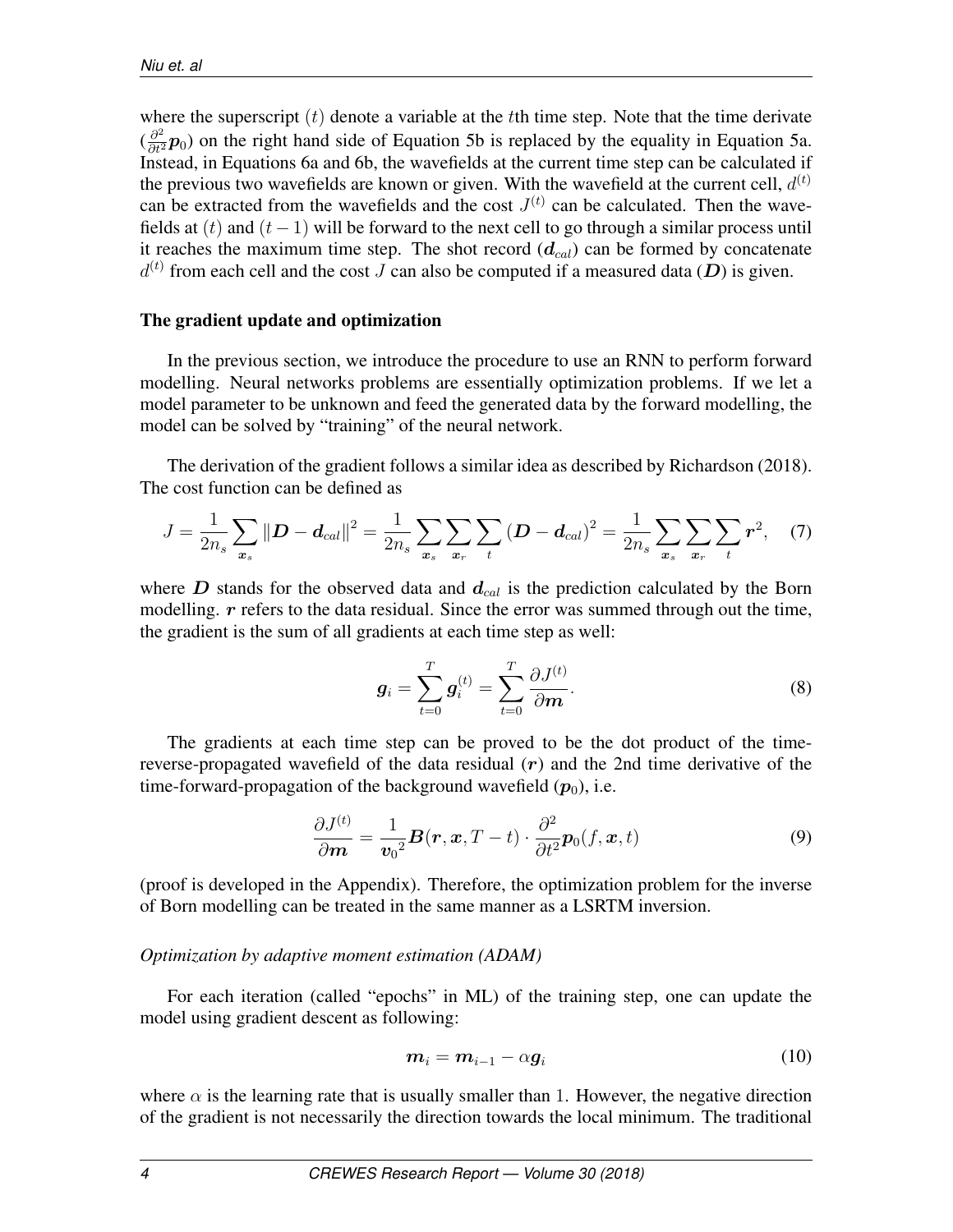where the superscript $(t)$ denote a variable at the $t$th time step. Note that the time derivate ($\frac{\partial^2}{\partial t^2}\boldsymbol{p}_0$) on the right hand side of Equation 5b is replaced by the equality in Equation 5a. Instead, in Equations 6a and 6b, the wavefields at the current time step can be calculated if the previous two wavefields are known or given. With the wavefield at the current cell, $d^{(t)}$ can be extracted from the wavefields and the cost $J^{(t)}$ can be calculated. Then the wavefields at $(t)$ and $(t-1)$ will be forward to the next cell to go through a similar process until it reaches the maximum time step. The shot record ($\boldsymbol{d}_{cal}$) can be formed by concatenate $d^{(t)}$ from each cell and the cost $J$ can also be computed if a measured data ($\boldsymbol{D}$) is given.

### The gradient update and optimization

In the previous section, we introduce the procedure to use an RNN to perform forward modelling. Neural networks problems are essentially optimization problems. If we let a model parameter to be unknown and feed the generated data by the forward modelling, the model can be solved by "training" of the neural network.

The derivation of the gradient follows a similar idea as described by Richardson (2018). The cost function can be defined as

$$J = \frac{1}{2n_s}\sum_{\boldsymbol{x}_s}\|\boldsymbol{D}-\boldsymbol{d}_{cal}\|^2 = \frac{1}{2n_s}\sum_{\boldsymbol{x}_s}\sum_{\boldsymbol{x}_r}\sum_{t}(\boldsymbol{D}-\boldsymbol{d}_{cal})^2 = \frac{1}{2n_s}\sum_{\boldsymbol{x}_s}\sum_{\boldsymbol{x}_r}\sum_{t}\boldsymbol{r}^2, \tag{7}$$

where $\boldsymbol{D}$ stands for the observed data and $\boldsymbol{d}_{cal}$ is the prediction calculated by the Born modelling. $\boldsymbol{r}$ refers to the data residual. Since the error was summed through out the time, the gradient is the sum of all gradients at each time step as well:

$$\boldsymbol{g}_i = \sum_{t=0}^{T}\boldsymbol{g}_i^{(t)} = \sum_{t=0}^{T}\frac{\partial J^{(t)}}{\partial \boldsymbol{m}}. \tag{8}$$

The gradients at each time step can be proved to be the dot product of the time-reverse-propagated wavefield of the data residual ($\boldsymbol{r}$) and the 2nd time derivative of the time-forward-propagation of the background wavefield ($\boldsymbol{p}_0$), i.e.

$$\frac{\partial J^{(t)}}{\partial \boldsymbol{m}} = \frac{1}{{\boldsymbol{v}_0}^2}\boldsymbol{B}(\boldsymbol{r},\boldsymbol{x},T-t)\cdot\frac{\partial^2}{\partial t^2}\boldsymbol{p}_0(f,\boldsymbol{x},t) \tag{9}$$

(proof is developed in the Appendix). Therefore, the optimization problem for the inverse of Born modelling can be treated in the same manner as a LSRTM inversion.

#### *Optimization by adaptive moment estimation (ADAM)*

For each iteration (called "epochs" in ML) of the training step, one can update the model using gradient descent as following:

$$\boldsymbol{m}_i = \boldsymbol{m}_{i-1} - \alpha\boldsymbol{g}_i \tag{10}$$

where $\alpha$ is the learning rate that is usually smaller than 1. However, the negative direction of the gradient is not necessarily the direction towards the local minimum. The traditional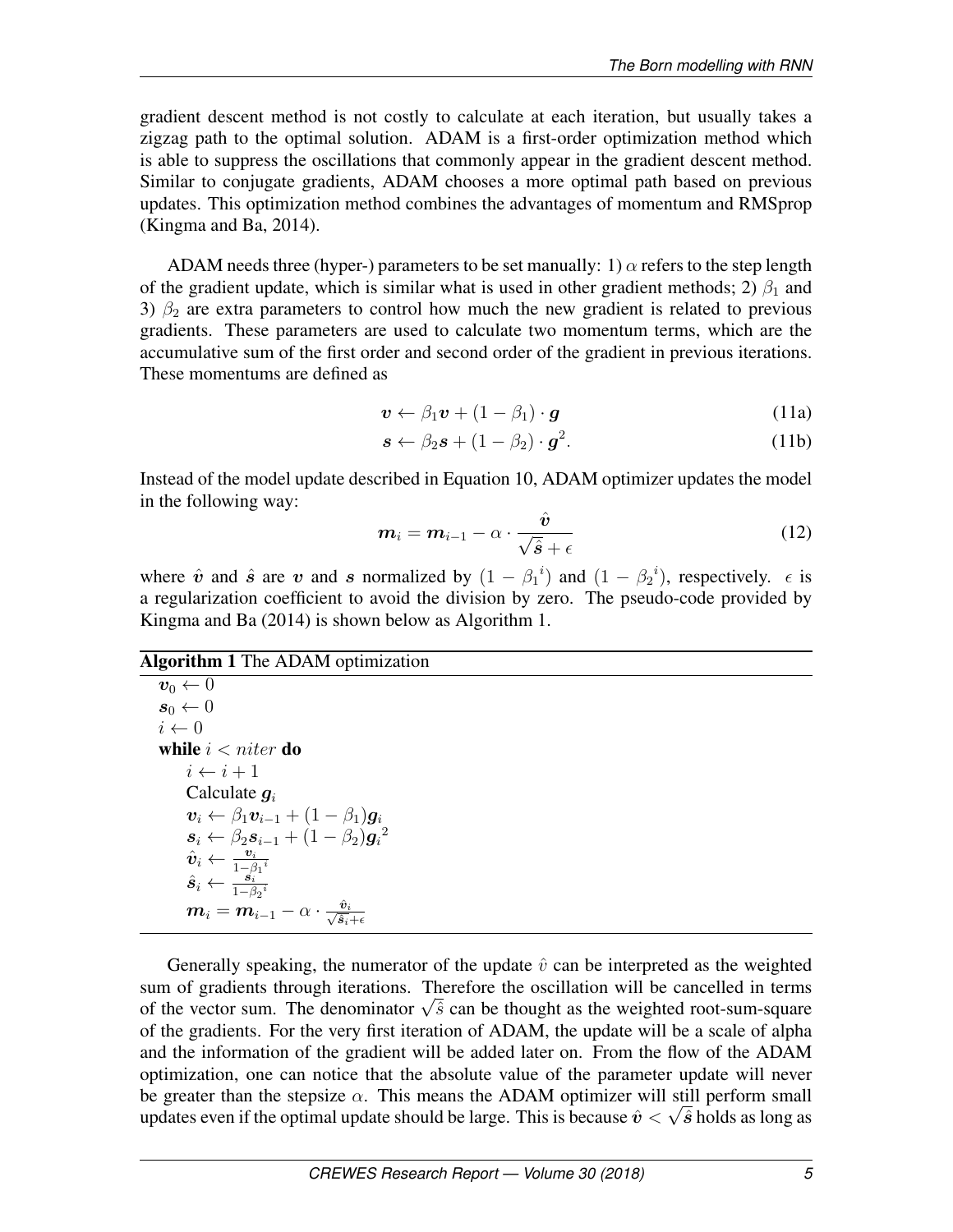gradient descent method is not costly to calculate at each iteration, but usually takes a zigzag path to the optimal solution. ADAM is a first-order optimization method which is able to suppress the oscillations that commonly appear in the gradient descent method. Similar to conjugate gradients, ADAM chooses a more optimal path based on previous updates. This optimization method combines the advantages of momentum and RMSprop (Kingma and Ba, 2014).

ADAM needs three (hyper-) parameters to be set manually: 1) $\alpha$ refers to the step length of the gradient update, which is similar what is used in other gradient methods; 2) $\beta_1$ and 3) $\beta_2$ are extra parameters to control how much the new gradient is related to previous gradients. These parameters are used to calculate two momentum terms, which are the accumulative sum of the first order and second order of the gradient in previous iterations. These momentums are defined as

$$\boldsymbol{v} \leftarrow \beta_1 \boldsymbol{v} + (1 - \beta_1) \cdot \boldsymbol{g} \tag{11a}$$

$$\boldsymbol{s} \leftarrow \beta_2 \boldsymbol{s} + (1 - \beta_2) \cdot \boldsymbol{g}^2. \tag{11b}$$

Instead of the model update described in Equation 10, ADAM optimizer updates the model in the following way:

$$\boldsymbol{m}_i = \boldsymbol{m}_{i-1} - \alpha \cdot \frac{\hat{\boldsymbol{v}}}{\sqrt{\hat{\boldsymbol{s}}} + \epsilon} \tag{12}$$

where $\hat{\boldsymbol{v}}$ and $\hat{\boldsymbol{s}}$ are $\boldsymbol{v}$ and $\boldsymbol{s}$ normalized by $(1 - {\beta_1}^i)$ and $(1 - {\beta_2}^i)$, respectively. $\epsilon$ is a regularization coefficient to avoid the division by zero. The pseudo-code provided by Kingma and Ba (2014) is shown below as Algorithm 1.

**Algorithm 1** The ADAM optimization

$\boldsymbol{v}_0 \leftarrow 0$
$\boldsymbol{s}_0 \leftarrow 0$
$i \leftarrow 0$
**while** $i < niter$ **do**
  $i \leftarrow i + 1$
  Calculate $\boldsymbol{g}_i$
  $\boldsymbol{v}_i \leftarrow \beta_1 \boldsymbol{v}_{i-1} + (1 - \beta_1)\boldsymbol{g}_i$
  $\boldsymbol{s}_i \leftarrow \beta_2 \boldsymbol{s}_{i-1} + (1 - \beta_2){\boldsymbol{g}_i}^2$
  $\hat{\boldsymbol{v}}_i \leftarrow \frac{\boldsymbol{v}_i}{1 - {\beta_1}^i}$
  $\hat{\boldsymbol{s}}_i \leftarrow \frac{\boldsymbol{s}_i}{1 - {\beta_2}^i}$
  $\boldsymbol{m}_i = \boldsymbol{m}_{i-1} - \alpha \cdot \frac{\hat{\boldsymbol{v}}_i}{\sqrt{\hat{\boldsymbol{s}}_i} + \epsilon}$

Generally speaking, the numerator of the update $\hat{v}$ can be interpreted as the weighted sum of gradients through iterations. Therefore the oscillation will be cancelled in terms of the vector sum. The denominator $\sqrt{\hat{s}}$ can be thought as the weighted root-sum-square of the gradients. For the very first iteration of ADAM, the update will be a scale of alpha and the information of the gradient will be added later on. From the flow of the ADAM optimization, one can notice that the absolute value of the parameter update will never be greater than the stepsize $\alpha$. This means the ADAM optimizer will still perform small updates even if the optimal update should be large. This is because $\hat{\boldsymbol{v}} < \sqrt{\hat{\boldsymbol{s}}}$ holds as long as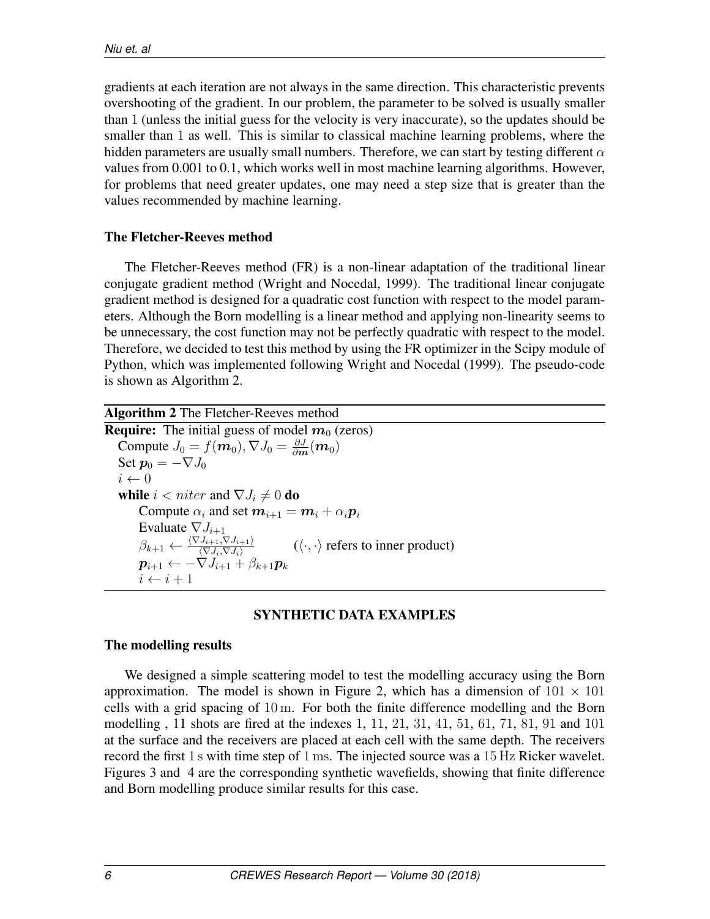gradients at each iteration are not always in the same direction. This characteristic prevents overshooting of the gradient. In our problem, the parameter to be solved is usually smaller than 1 (unless the initial guess for the velocity is very inaccurate), so the updates should be smaller than 1 as well. This is similar to classical machine learning problems, where the hidden parameters are usually small numbers. Therefore, we can start by testing different $\alpha$ values from 0.001 to 0.1, which works well in most machine learning algorithms. However, for problems that need greater updates, one may need a step size that is greater than the values recommended by machine learning.

### The Fletcher-Reeves method

The Fletcher-Reeves method (FR) is a non-linear adaptation of the traditional linear conjugate gradient method (Wright and Nocedal, 1999). The traditional linear conjugate gradient method is designed for a quadratic cost function with respect to the model parameters. Although the Born modelling is a linear method and applying non-linearity seems to be unnecessary, the cost function may not be perfectly quadratic with respect to the model. Therefore, we decided to test this method by using the FR optimizer in the Scipy module of Python, which was implemented following Wright and Nocedal (1999). The pseudo-code is shown as Algorithm 2.

**Algorithm 2** The Fletcher-Reeves method

**Require:** The initial guess of model $\boldsymbol{m}_0$ (zeros)
  Compute $J_0 = f(\boldsymbol{m}_0), \nabla J_0 = \frac{\partial J}{\partial \boldsymbol{m}}(\boldsymbol{m}_0)$
  Set $\boldsymbol{p}_0 = -\nabla J_0$
  $i \leftarrow 0$
  **while** $i < niter$ and $\nabla J_i \neq 0$ **do**
    Compute $\alpha_i$ and set $\boldsymbol{m}_{i+1} = \boldsymbol{m}_i + \alpha_i \boldsymbol{p}_i$
    Evaluate $\nabla J_{i+1}$
    $\beta_{k+1} \leftarrow \frac{\langle \nabla J_{i+1}, \nabla J_{i+1} \rangle}{\langle \nabla J_i, \nabla J_i \rangle}$   ($\langle \cdot, \cdot \rangle$ refers to inner product)
    $\boldsymbol{p}_{i+1} \leftarrow -\nabla J_{i+1} + \beta_{k+1} \boldsymbol{p}_k$
    $i \leftarrow i + 1$

## SYNTHETIC DATA EXAMPLES

### The modelling results

We designed a simple scattering model to test the modelling accuracy using the Born approximation. The model is shown in Figure 2, which has a dimension of $101 \times 101$ cells with a grid spacing of $10\,\mathrm{m}$. For both the finite difference modelling and the Born modelling , 11 shots are fired at the indexes 1, 11, 21, 31, 41, 51, 61, 71, 81, 91 and 101 at the surface and the receivers are placed at each cell with the same depth. The receivers record the first $1\,\mathrm{s}$ with time step of $1\,\mathrm{ms}$. The injected source was a $15\,\mathrm{Hz}$ Ricker wavelet. Figures 3 and 4 are the corresponding synthetic wavefields, showing that finite difference and Born modelling produce similar results for this case.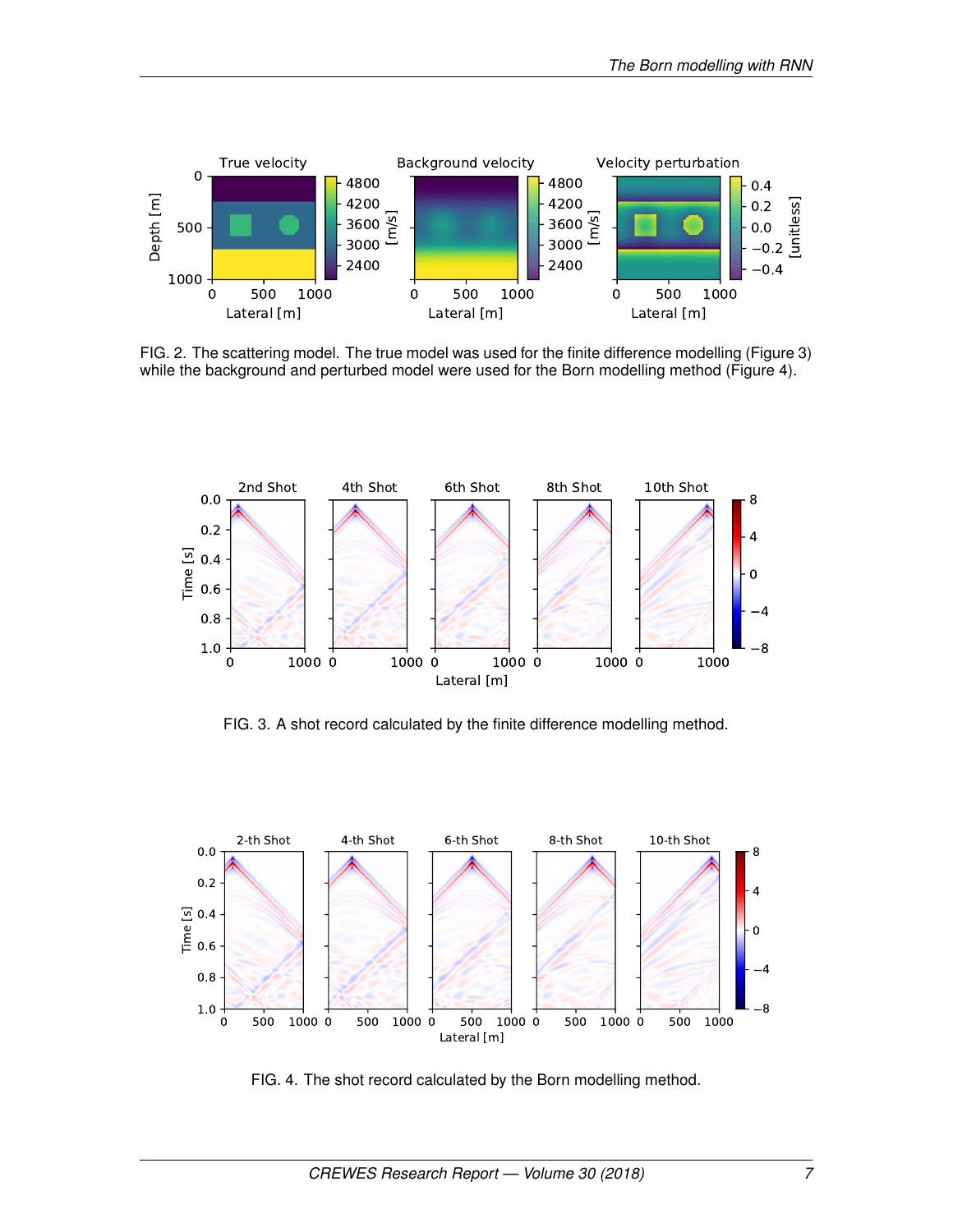True velocity
Background velocity
Velocity perturbation
Depth [m]
0
500
1000
Lateral [m]
0 500 1000
4800
4200
3600
3000
2400
[m/s]
0.4
0.2
0.0
−0.2
−0.4
[unitless]

FIG. 2. The scattering model. The true model was used for the finite difference modelling (Figure 3) while the background and perturbed model were used for the Born modelling method (Figure 4).

2nd Shot
4th Shot
6th Shot
8th Shot
10th Shot
Time [s]
0.0
0.2
0.4
0.6
0.8
1.0
0 1000
Lateral [m]
8
4
0
−4
−8

FIG. 3. A shot record calculated by the finite difference modelling method.

2-th Shot
4-th Shot
6-th Shot
8-th Shot
10-th Shot
Time [s]
0.0
0.2
0.4
0.6
0.8
1.0
0 500 1000
Lateral [m]
8
4
0
−4
−8

FIG. 4. The shot record calculated by the Born modelling method.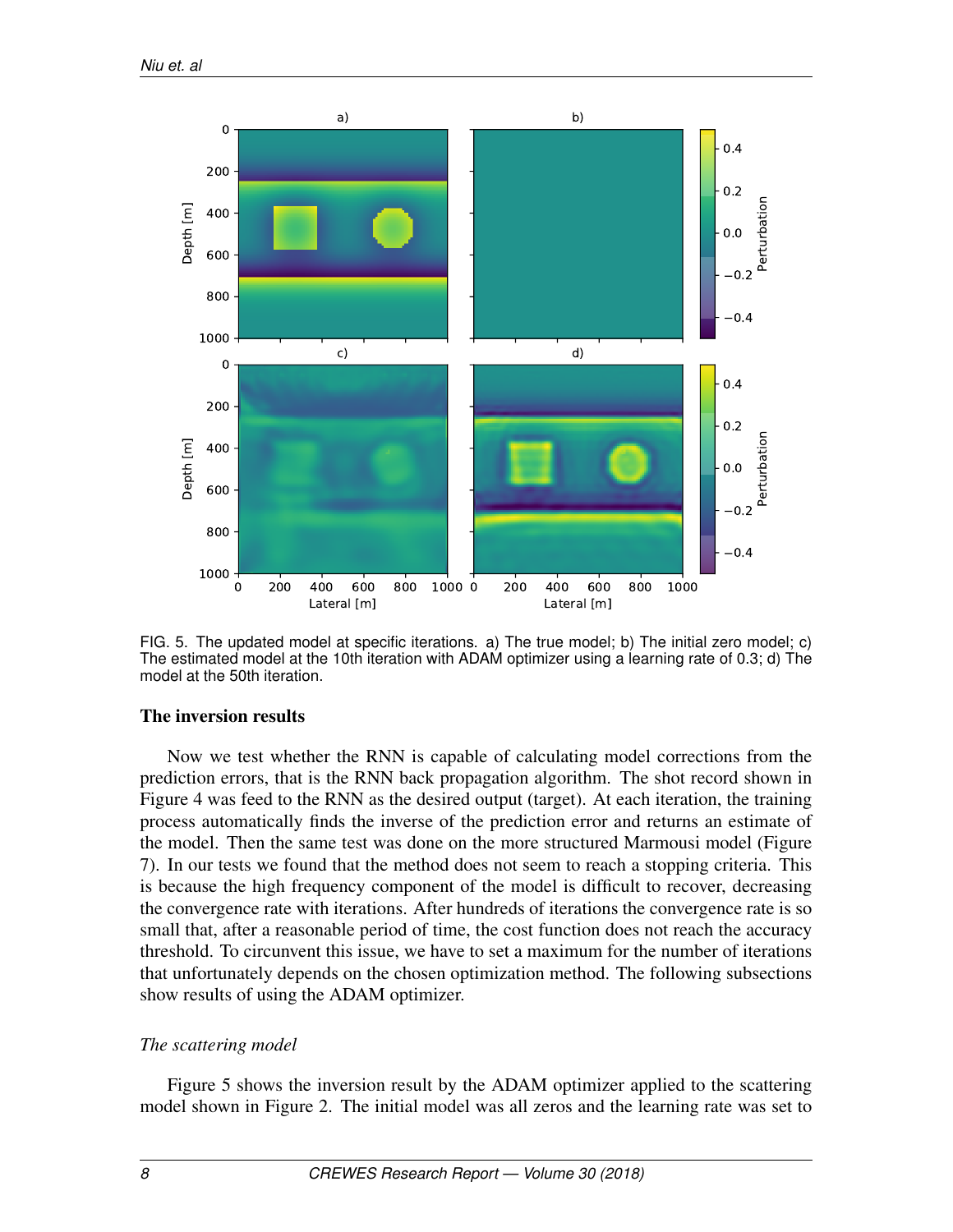a)

b)

c)

d)

0
200
400
600
800
1000

Depth [m]

Lateral [m]

0 200 400 600 800 1000

Perturbation

0.4
0.2
0.0
−0.2
−0.4

FIG. 5. The updated model at specific iterations. a) The true model; b) The initial zero model; c) The estimated model at the 10th iteration with ADAM optimizer using a learning rate of 0.3; d) The model at the 50th iteration.

### The inversion results

Now we test whether the RNN is capable of calculating model corrections from the prediction errors, that is the RNN back propagation algorithm. The shot record shown in Figure 4 was feed to the RNN as the desired output (target). At each iteration, the training process automatically finds the inverse of the prediction error and returns an estimate of the model. Then the same test was done on the more structured Marmousi model (Figure 7). In our tests we found that the method does not seem to reach a stopping criteria. This is because the high frequency component of the model is difficult to recover, decreasing the convergence rate with iterations. After hundreds of iterations the convergence rate is so small that, after a reasonable period of time, the cost function does not reach the accuracy threshold. To circumvent this issue, we have to set a maximum for the number of iterations that unfortunately depends on the chosen optimization method. The following subsections show results of using the ADAM optimizer.

#### *The scattering model*

Figure 5 shows the inversion result by the ADAM optimizer applied to the scattering model shown in Figure 2. The initial model was all zeros and the learning rate was set to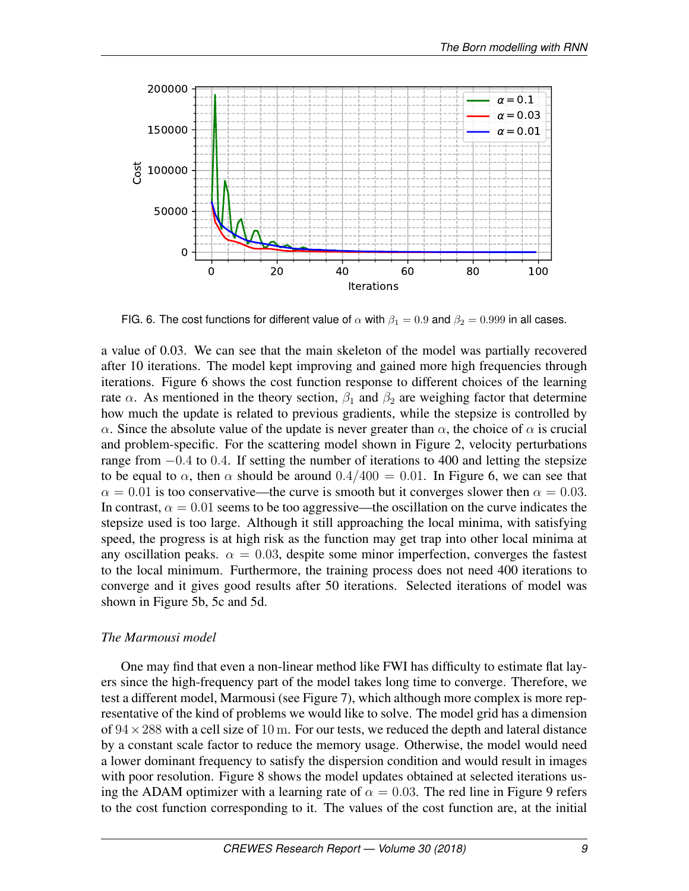200000
150000
100000
50000
0
Cost
0
20
40
60
80
100
Iterations
$\alpha = 0.1$
$\alpha = 0.03$
$\alpha = 0.01$

FIG. 6. The cost functions for different value of $\alpha$ with $\beta_1 = 0.9$ and $\beta_2 = 0.999$ in all cases.

a value of 0.03. We can see that the main skeleton of the model was partially recovered after 10 iterations. The model kept improving and gained more high frequencies through iterations. Figure 6 shows the cost function response to different choices of the learning rate $\alpha$. As mentioned in the theory section, $\beta_1$ and $\beta_2$ are weighing factor that determine how much the update is related to previous gradients, while the stepsize is controlled by $\alpha$. Since the absolute value of the update is never greater than $\alpha$, the choice of $\alpha$ is crucial and problem-specific. For the scattering model shown in Figure 2, velocity perturbations range from $-0.4$ to $0.4$. If setting the number of iterations to 400 and letting the stepsize to be equal to $\alpha$, then $\alpha$ should be around $0.4/400 = 0.01$. In Figure 6, we can see that $\alpha = 0.01$ is too conservative—the curve is smooth but it converges slower then $\alpha = 0.03$. In contrast, $\alpha = 0.01$ seems to be too aggressive—the oscillation on the curve indicates the stepsize used is too large. Although it still approaching the local minima, with satisfying speed, the progress is at high risk as the function may get trap into other local minima at any oscillation peaks. $\alpha = 0.03$, despite some minor imperfection, converges the fastest to the local minimum. Furthermore, the training process does not need 400 iterations to converge and it gives good results after 50 iterations. Selected iterations of model was shown in Figure 5b, 5c and 5d.

### *The Marmousi model*

One may find that even a non-linear method like FWI has difficulty to estimate flat layers since the high-frequency part of the model takes long time to converge. Therefore, we test a different model, Marmousi (see Figure 7), which although more complex is more representative of the kind of problems we would like to solve. The model grid has a dimension of $94 \times 288$ with a cell size of $10\,\mathrm{m}$. For our tests, we reduced the depth and lateral distance by a constant scale factor to reduce the memory usage. Otherwise, the model would need a lower dominant frequency to satisfy the dispersion condition and would result in images with poor resolution. Figure 8 shows the model updates obtained at selected iterations using the ADAM optimizer with a learning rate of $\alpha = 0.03$. The red line in Figure 9 refers to the cost function corresponding to it. The values of the cost function are, at the initial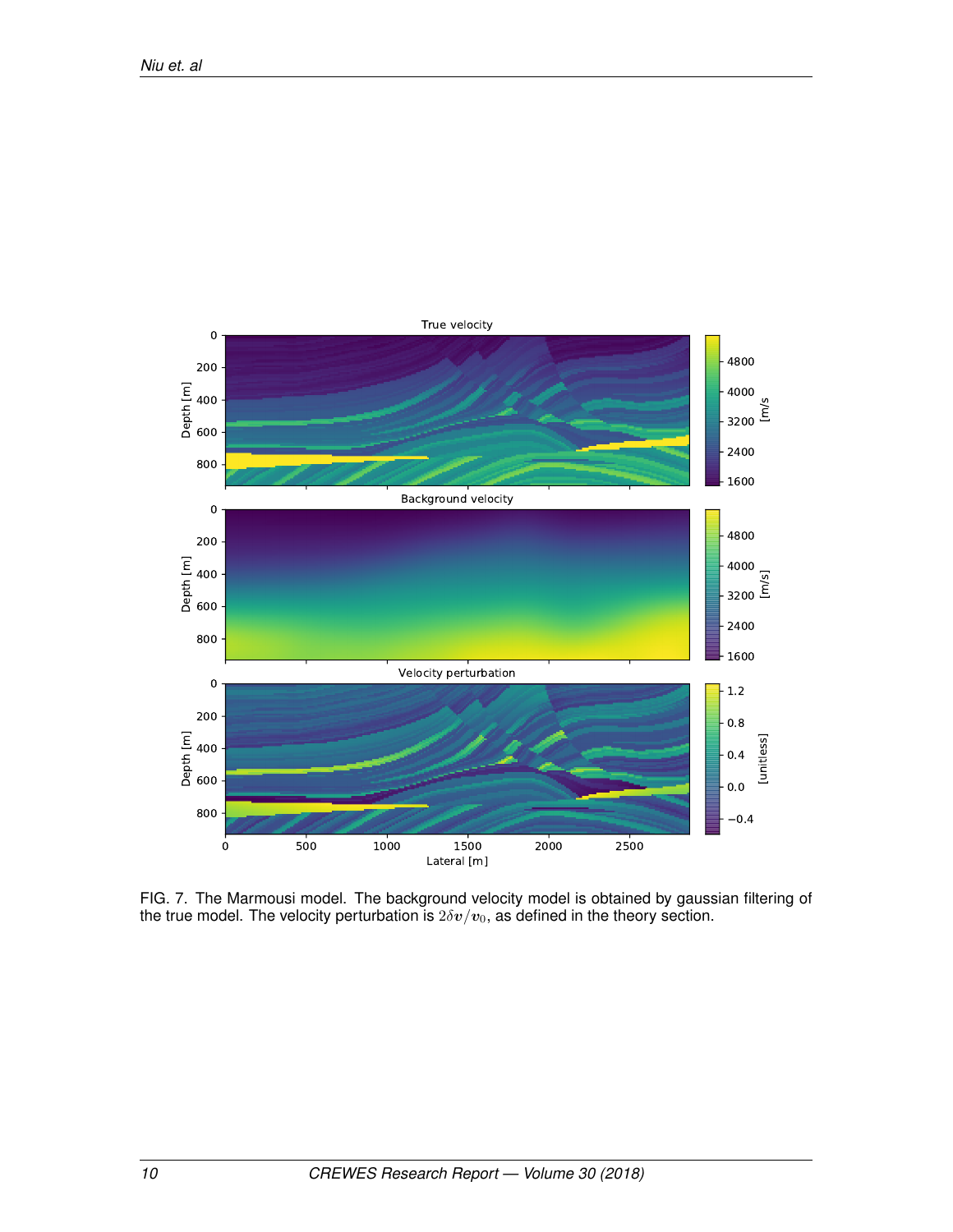True velocity

0
200
400
600
800

Depth [m]

4800
4000
3200
2400
1600
[m/s]

Background velocity

0
200
400
600
800

Depth [m]

4800
4000
3200
2400
1600
[m/s]

Velocity perturbation

0
200
400
600
800

Depth [m]

1.2
0.8
0.4
0.0
−0.4
[unitless]

0 500 1000 1500 2000 2500
Lateral [m]

FIG. 7. The Marmousi model. The background velocity model is obtained by gaussian filtering of the true model. The velocity perturbation is $2\delta v/v_0$, as defined in the theory section.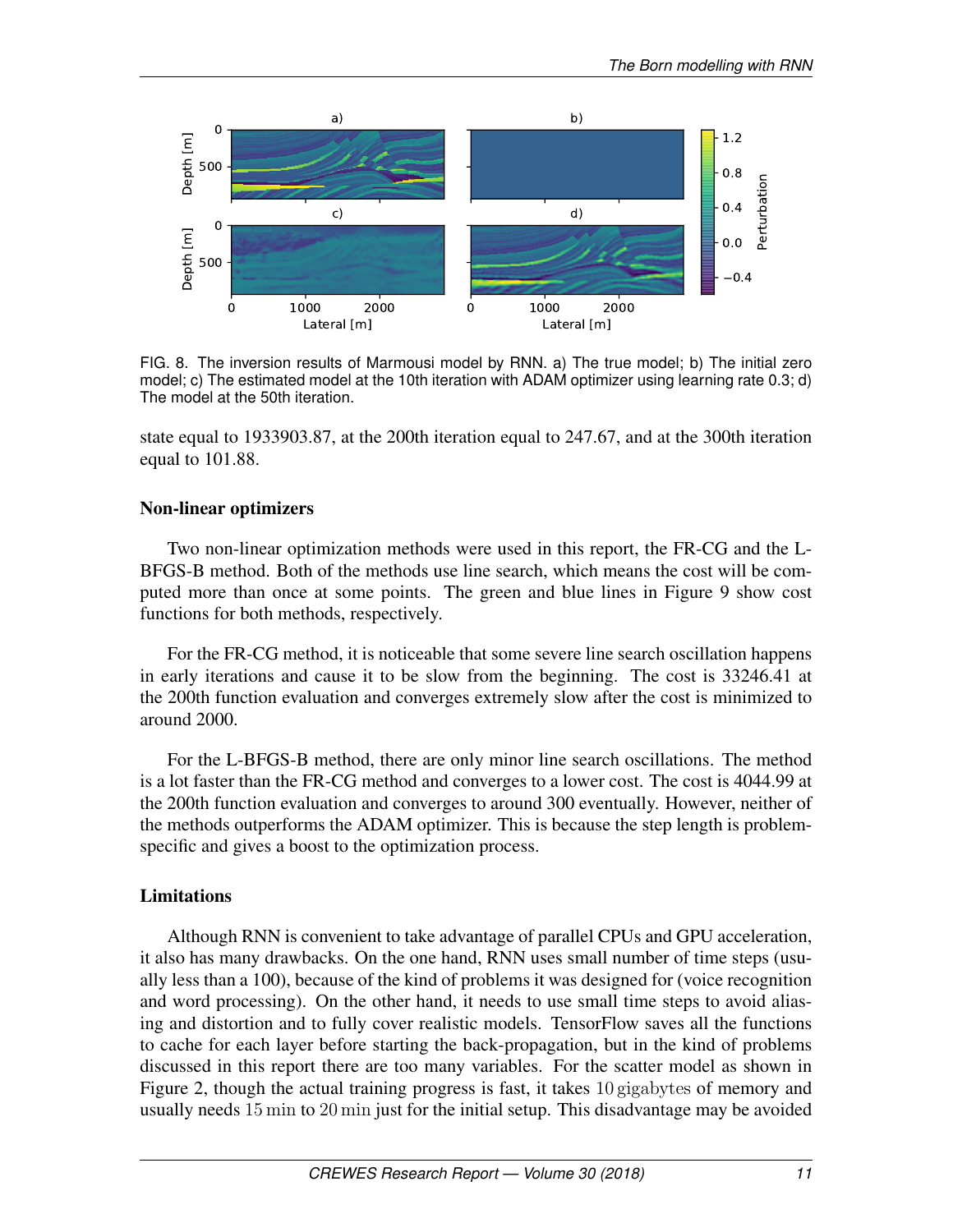a)

b)

c)

d)

0

500

Depth [m]

0

500

Depth [m]

0 1000 2000

Lateral [m]

0 1000 2000

Lateral [m]

1.2

0.8

0.4

0.0

−0.4

Perturbation

FIG. 8. The inversion results of Marmousi model by RNN. a) The true model; b) The initial zero model; c) The estimated model at the 10th iteration with ADAM optimizer using learning rate 0.3; d) The model at the 50th iteration.

state equal to 1933903.87, at the 200th iteration equal to 247.67, and at the 300th iteration equal to 101.88.

### Non-linear optimizers

Two non-linear optimization methods were used in this report, the FR-CG and the L-BFGS-B method. Both of the methods use line search, which means the cost will be computed more than once at some points. The green and blue lines in Figure 9 show cost functions for both methods, respectively.

For the FR-CG method, it is noticeable that some severe line search oscillation happens in early iterations and cause it to be slow from the beginning. The cost is 33246.41 at the 200th function evaluation and converges extremely slow after the cost is minimized to around 2000.

For the L-BFGS-B method, there are only minor line search oscillations. The method is a lot faster than the FR-CG method and converges to a lower cost. The cost is 4044.99 at the 200th function evaluation and converges to around 300 eventually. However, neither of the methods outperforms the ADAM optimizer. This is because the step length is problem-specific and gives a boost to the optimization process.

### Limitations

Although RNN is convenient to take advantage of parallel CPUs and GPU acceleration, it also has many drawbacks. On the one hand, RNN uses small number of time steps (usually less than a 100), because of the kind of problems it was designed for (voice recognition and word processing). On the other hand, it needs to use small time steps to avoid aliasing and distortion and to fully cover realistic models. TensorFlow saves all the functions to cache for each layer before starting the back-propagation, but in the kind of problems discussed in this report there are too many variables. For the scatter model as shown in Figure 2, though the actual training progress is fast, it takes $10\,\mathrm{gigabytes}$ of memory and usually needs $15\,\mathrm{min}$ to $20\,\mathrm{min}$ just for the initial setup. This disadvantage may be avoided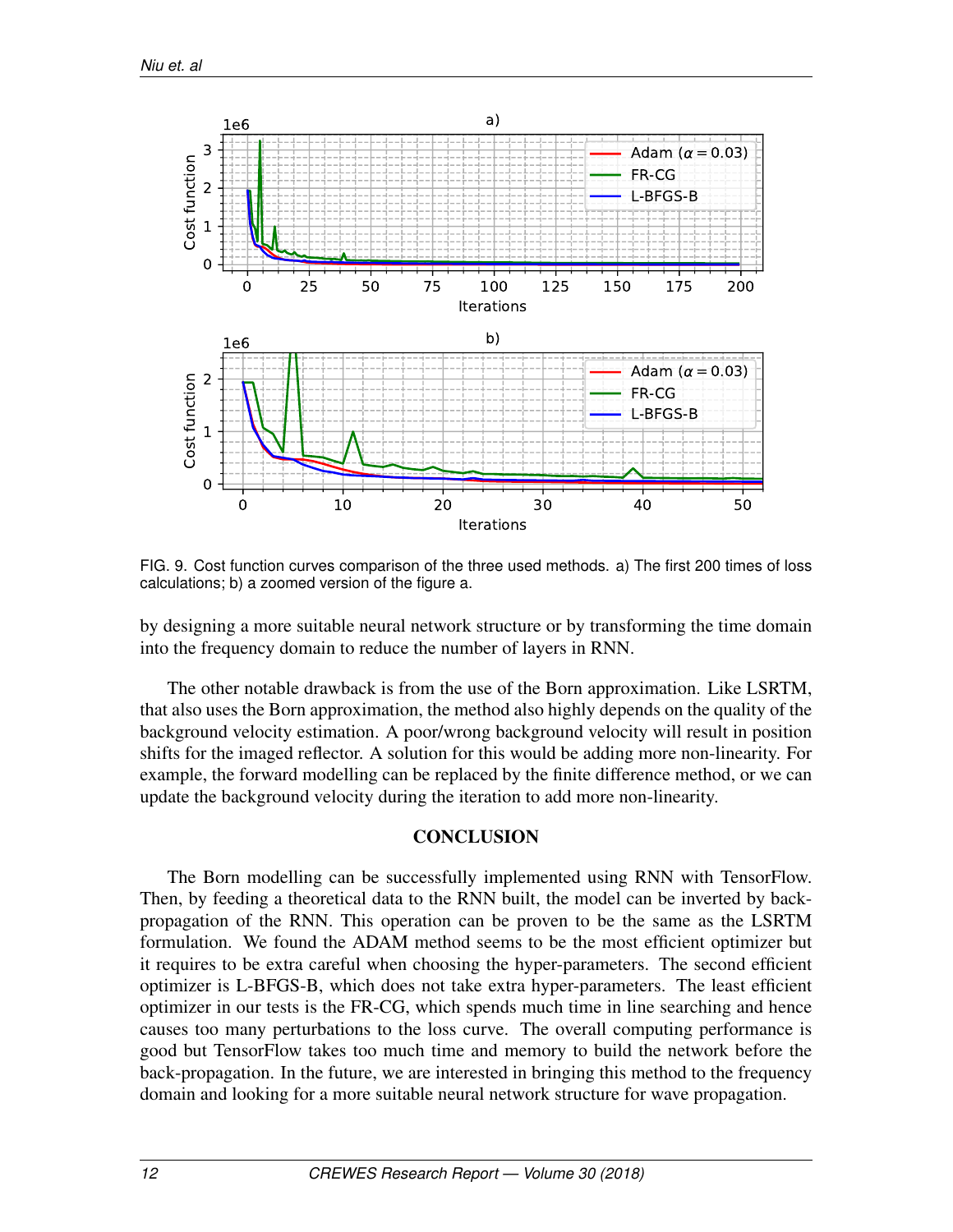a)

1e6

Cost function

3
2
1
0

0 25 50 75 100 125 150 175 200

Iterations

Adam ($\alpha = 0.03$)
FR-CG
L-BFGS-B

b)

1e6

Cost function

2
1
0

0 10 20 30 40 50

Iterations

Adam ($\alpha = 0.03$)
FR-CG
L-BFGS-B

FIG. 9. Cost function curves comparison of the three used methods. a) The first 200 times of loss calculations; b) a zoomed version of the figure a.

by designing a more suitable neural network structure or by transforming the time domain into the frequency domain to reduce the number of layers in RNN.

The other notable drawback is from the use of the Born approximation. Like LSRTM, that also uses the Born approximation, the method also highly depends on the quality of the background velocity estimation. A poor/wrong background velocity will result in position shifts for the imaged reflector. A solution for this would be adding more non-linearity. For example, the forward modelling can be replaced by the finite difference method, or we can update the background velocity during the iteration to add more non-linearity.

## CONCLUSION

The Born modelling can be successfully implemented using RNN with TensorFlow. Then, by feeding a theoretical data to the RNN built, the model can be inverted by back-propagation of the RNN. This operation can be proven to be the same as the LSRTM formulation. We found the ADAM method seems to be the most efficient optimizer but it requires to be extra careful when choosing the hyper-parameters. The second efficient optimizer is L-BFGS-B, which does not take extra hyper-parameters. The least efficient optimizer in our tests is the FR-CG, which spends much time in line searching and hence causes too many perturbations to the loss curve. The overall computing performance is good but TensorFlow takes too much time and memory to build the network before the back-propagation. In the future, we are interested in bringing this method to the frequency domain and looking for a more suitable neural network structure for wave propagation.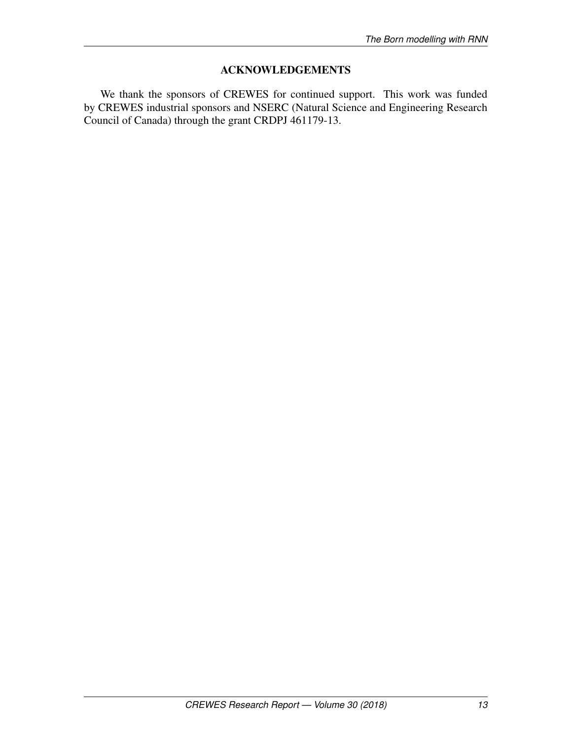## ACKNOWLEDGEMENTS

We thank the sponsors of CREWES for continued support. This work was funded by CREWES industrial sponsors and NSERC (Natural Science and Engineering Research Council of Canada) through the grant CRDPJ 461179-13.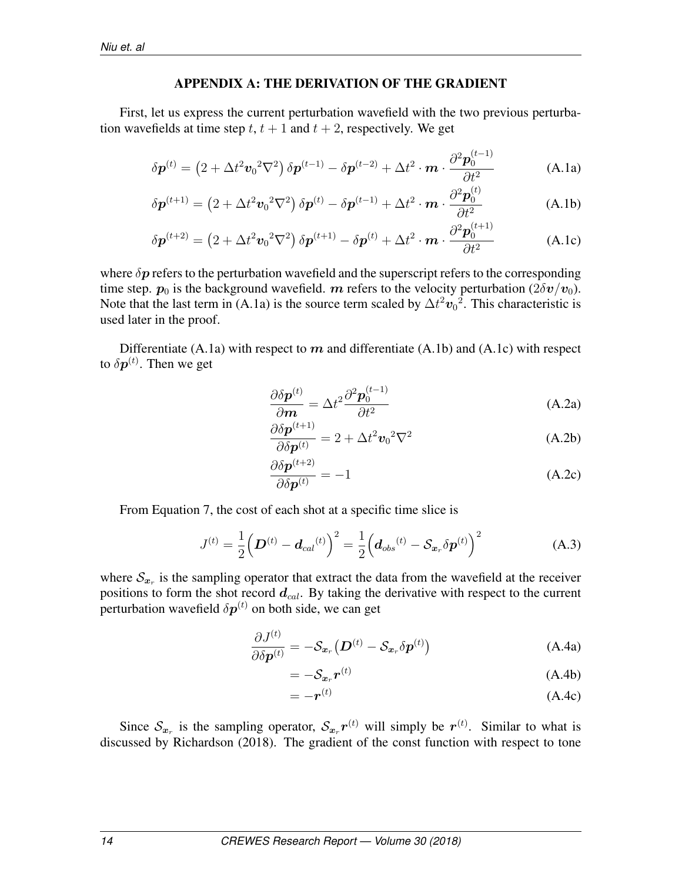## APPENDIX A: THE DERIVATION OF THE GRADIENT

First, let us express the current perturbation wavefield with the two previous perturbation wavefields at time step $t$, $t+1$ and $t+2$, respectively. We get

$$\delta \boldsymbol{p}^{(t)} = \left(2 + \Delta t^2 {\boldsymbol{v}_0}^2 \nabla^2\right) \delta \boldsymbol{p}^{(t-1)} - \delta \boldsymbol{p}^{(t-2)} + \Delta t^2 \cdot \boldsymbol{m} \cdot \frac{\partial^2 \boldsymbol{p}_0^{(t-1)}}{\partial t^2} \tag{A.1a}$$

$$\delta \boldsymbol{p}^{(t+1)} = \left(2 + \Delta t^2 {\boldsymbol{v}_0}^2 \nabla^2\right) \delta \boldsymbol{p}^{(t)} - \delta \boldsymbol{p}^{(t-1)} + \Delta t^2 \cdot \boldsymbol{m} \cdot \frac{\partial^2 \boldsymbol{p}_0^{(t)}}{\partial t^2} \tag{A.1b}$$

$$\delta \boldsymbol{p}^{(t+2)} = \left(2 + \Delta t^2 {\boldsymbol{v}_0}^2 \nabla^2\right) \delta \boldsymbol{p}^{(t+1)} - \delta \boldsymbol{p}^{(t)} + \Delta t^2 \cdot \boldsymbol{m} \cdot \frac{\partial^2 \boldsymbol{p}_0^{(t+1)}}{\partial t^2} \tag{A.1c}$$

where $\delta \boldsymbol{p}$ refers to the perturbation wavefield and the superscript refers to the corresponding time step. $\boldsymbol{p}_0$ is the background wavefield. $\boldsymbol{m}$ refers to the velocity perturbation ($2\delta \boldsymbol{v}/\boldsymbol{v}_0$). Note that the last term in (A.1a) is the source term scaled by $\Delta t^2 {\boldsymbol{v}_0}^2$. This characteristic is used later in the proof.

Differentiate (A.1a) with respect to $\boldsymbol{m}$ and differentiate (A.1b) and (A.1c) with respect to $\delta \boldsymbol{p}^{(t)}$. Then we get

$$\frac{\partial \delta \boldsymbol{p}^{(t)}}{\partial \boldsymbol{m}} = \Delta t^2 \frac{\partial^2 \boldsymbol{p}_0^{(t-1)}}{\partial t^2} \tag{A.2a}$$

$$\frac{\partial \delta \boldsymbol{p}^{(t+1)}}{\partial \delta \boldsymbol{p}^{(t)}} = 2 + \Delta t^2 {\boldsymbol{v}_0}^2 \nabla^2 \tag{A.2b}$$

$$\frac{\partial \delta \boldsymbol{p}^{(t+2)}}{\partial \delta \boldsymbol{p}^{(t)}} = -1 \tag{A.2c}$$

From Equation 7, the cost of each shot at a specific time slice is

$$J^{(t)} = \frac{1}{2}\Big(\boldsymbol{D}^{(t)} - {\boldsymbol{d}_{cal}}^{(t)}\Big)^2 = \frac{1}{2}\Big({\boldsymbol{d}_{obs}}^{(t)} - \mathcal{S}_{\boldsymbol{x}_r} \delta \boldsymbol{p}^{(t)}\Big)^2 \tag{A.3}$$

where $\mathcal{S}_{\boldsymbol{x}_r}$ is the sampling operator that extract the data from the wavefield at the receiver positions to form the shot record $\boldsymbol{d}_{cal}$. By taking the derivative with respect to the current perturbation wavefield $\delta \boldsymbol{p}^{(t)}$ on both side, we can get

$$\frac{\partial J^{(t)}}{\partial \delta \boldsymbol{p}^{(t)}} = -\mathcal{S}_{\boldsymbol{x}_r}\left(\boldsymbol{D}^{(t)} - \mathcal{S}_{\boldsymbol{x}_r} \delta \boldsymbol{p}^{(t)}\right) \tag{A.4a}$$

$$= -\mathcal{S}_{\boldsymbol{x}_r} \boldsymbol{r}^{(t)} \tag{A.4b}$$

$$= -\boldsymbol{r}^{(t)} \tag{A.4c}$$

Since $\mathcal{S}_{\boldsymbol{x}_r}$ is the sampling operator, $\mathcal{S}_{\boldsymbol{x}_r} \boldsymbol{r}^{(t)}$ will simply be $\boldsymbol{r}^{(t)}$. Similar to what is discussed by Richardson (2018). The gradient of the const function with respect to tone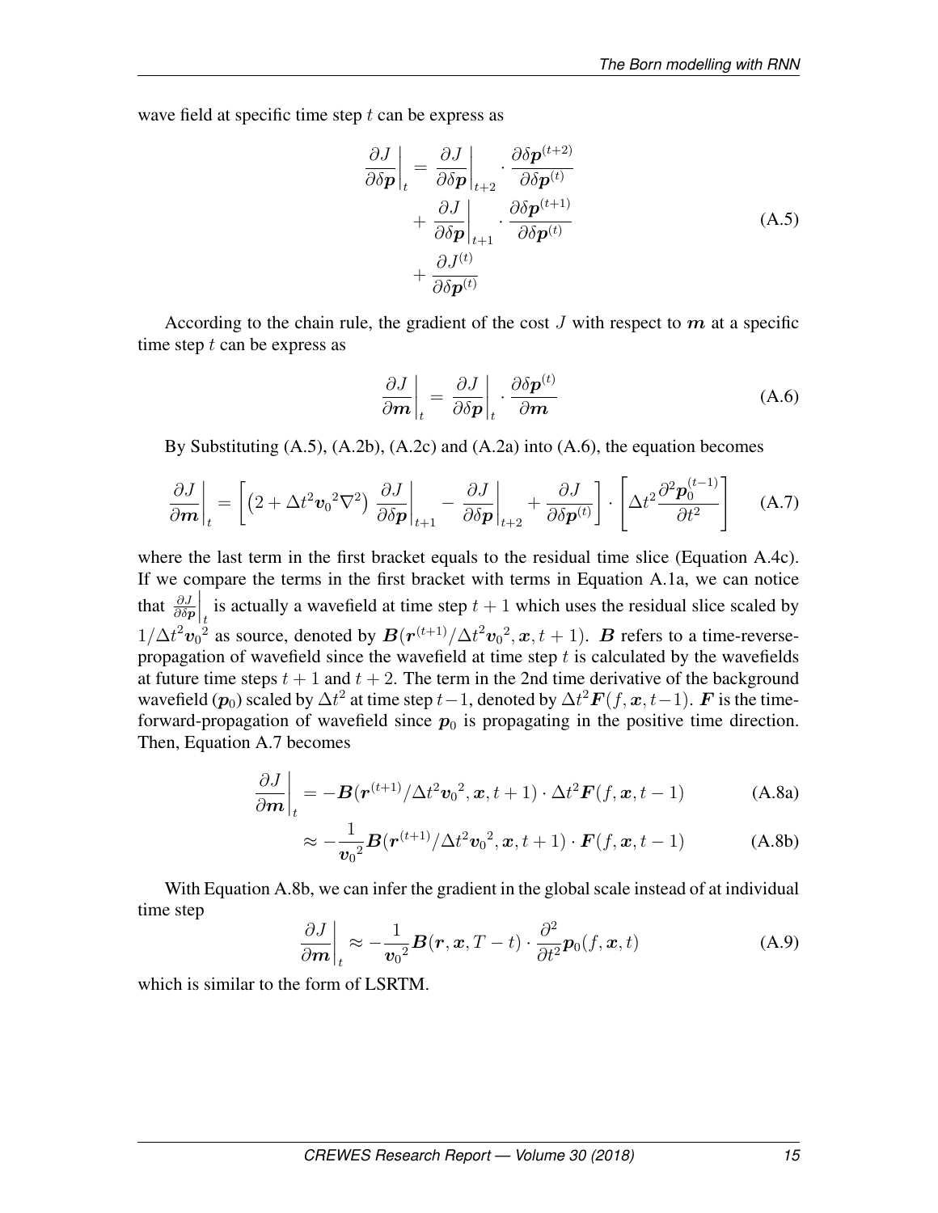wave field at specific time step $t$ can be express as

$$\begin{aligned}\left.\frac{\partial J}{\partial \delta \boldsymbol{p}}\right|_{t} = &\left.\frac{\partial J}{\partial \delta \boldsymbol{p}}\right|_{t+2} \cdot \frac{\partial \delta \boldsymbol{p}^{(t+2)}}{\partial \delta \boldsymbol{p}^{(t)}} \\ &+ \left.\frac{\partial J}{\partial \delta \boldsymbol{p}}\right|_{t+1} \cdot \frac{\partial \delta \boldsymbol{p}^{(t+1)}}{\partial \delta \boldsymbol{p}^{(t)}} \\ &+ \frac{\partial J^{(t)}}{\partial \delta \boldsymbol{p}^{(t)}}\end{aligned} \tag{A.5}$$

According to the chain rule, the gradient of the cost $J$ with respect to $\boldsymbol{m}$ at a specific time step $t$ can be express as

$$\left.\frac{\partial J}{\partial \boldsymbol{m}}\right|_{t} = \left.\frac{\partial J}{\partial \delta \boldsymbol{p}}\right|_{t} \cdot \frac{\partial \delta \boldsymbol{p}^{(t)}}{\partial \boldsymbol{m}} \tag{A.6}$$

By Substituting (A.5), (A.2b), (A.2c) and (A.2a) into (A.6), the equation becomes

$$\left.\frac{\partial J}{\partial \boldsymbol{m}}\right|_{t} = \left[\left(2 + \Delta t^2 {\boldsymbol{v}_0}^2 \nabla^2\right) \left.\frac{\partial J}{\partial \delta \boldsymbol{p}}\right|_{t+1} - \left.\frac{\partial J}{\partial \delta \boldsymbol{p}}\right|_{t+2} + \frac{\partial J}{\partial \delta \boldsymbol{p}^{(t)}}\right] \cdot \left[\Delta t^2 \frac{\partial^2 \boldsymbol{p}_0^{(t-1)}}{\partial t^2}\right] \tag{A.7}$$

where the last term in the first bracket equals to the residual time slice (Equation A.4c). If we compare the terms in the first bracket with terms in Equation A.1a, we can notice that $\left.\frac{\partial J}{\partial \delta \boldsymbol{p}}\right|_{t}$ is actually a wavefield at time step $t+1$ which uses the residual slice scaled by $1/\Delta t^2 {\boldsymbol{v}_0}^2$ as source, denoted by $\boldsymbol{B}(\boldsymbol{r}^{(t+1)}/\Delta t^2 {\boldsymbol{v}_0}^2, \boldsymbol{x}, t+1)$. $\boldsymbol{B}$ refers to a time-reverse-propagation of wavefield since the wavefield at time step $t$ is calculated by the wavefields at future time steps $t+1$ and $t+2$. The term in the 2nd time derivative of the background wavefield ($\boldsymbol{p}_0$) scaled by $\Delta t^2$ at time step $t-1$, denoted by $\Delta t^2 \boldsymbol{F}(f, \boldsymbol{x}, t-1)$. $\boldsymbol{F}$ is the time-forward-propagation of wavefield since $\boldsymbol{p}_0$ is propagating in the positive time direction. Then, Equation A.7 becomes

$$\left.\frac{\partial J}{\partial \boldsymbol{m}}\right|_{t} = -\boldsymbol{B}(\boldsymbol{r}^{(t+1)}/\Delta t^2 {\boldsymbol{v}_0}^2, \boldsymbol{x}, t+1) \cdot \Delta t^2 \boldsymbol{F}(f, \boldsymbol{x}, t-1) \tag{A.8a}$$

$$\approx -\frac{1}{{\boldsymbol{v}_0}^2} \boldsymbol{B}(\boldsymbol{r}^{(t+1)}/\Delta t^2 {\boldsymbol{v}_0}^2, \boldsymbol{x}, t+1) \cdot \boldsymbol{F}(f, \boldsymbol{x}, t-1) \tag{A.8b}$$

With Equation A.8b, we can infer the gradient in the global scale instead of at individual time step

$$\left.\frac{\partial J}{\partial \boldsymbol{m}}\right|_{t} \approx -\frac{1}{{\boldsymbol{v}_0}^2} \boldsymbol{B}(\boldsymbol{r}, \boldsymbol{x}, T-t) \cdot \frac{\partial^2}{\partial t^2} \boldsymbol{p}_0(f, \boldsymbol{x}, t) \tag{A.9}$$

which is similar to the form of LSRTM.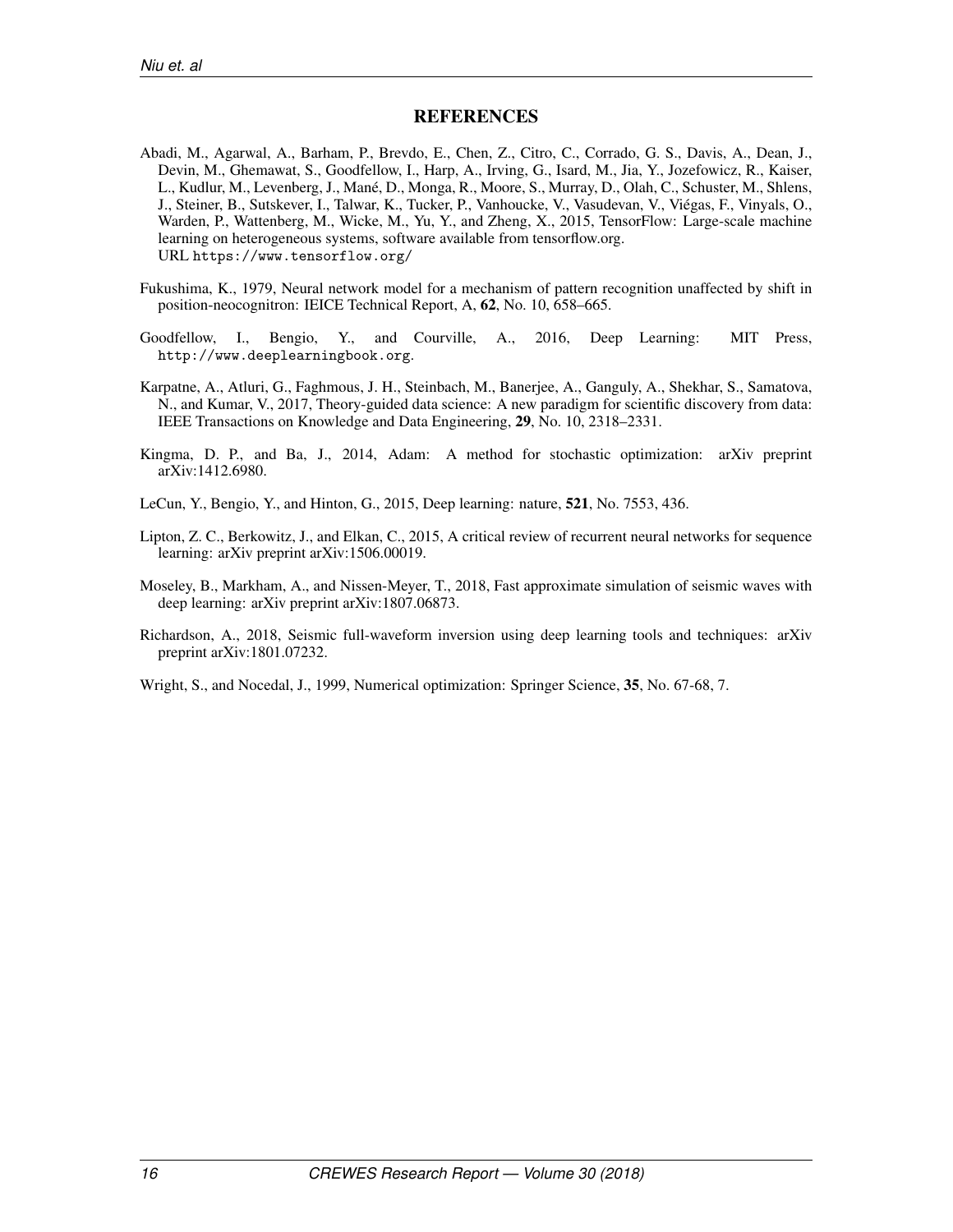## REFERENCES

Abadi, M., Agarwal, A., Barham, P., Brevdo, E., Chen, Z., Citro, C., Corrado, G. S., Davis, A., Dean, J., Devin, M., Ghemawat, S., Goodfellow, I., Harp, A., Irving, G., Isard, M., Jia, Y., Jozefowicz, R., Kaiser, L., Kudlur, M., Levenberg, J., Mané, D., Monga, R., Moore, S., Murray, D., Olah, C., Schuster, M., Shlens, J., Steiner, B., Sutskever, I., Talwar, K., Tucker, P., Vanhoucke, V., Vasudevan, V., Viégas, F., Vinyals, O., Warden, P., Wattenberg, M., Wicke, M., Yu, Y., and Zheng, X., 2015, TensorFlow: Large-scale machine learning on heterogeneous systems, software available from tensorflow.org.
URL `https://www.tensorflow.org/`

Fukushima, K., 1979, Neural network model for a mechanism of pattern recognition unaffected by shift in position-neocognitron: IEICE Technical Report, A, **62**, No. 10, 658–665.

Goodfellow, I., Bengio, Y., and Courville, A., 2016, Deep Learning: MIT Press, `http://www.deeplearningbook.org`.

Karpatne, A., Atluri, G., Faghmous, J. H., Steinbach, M., Banerjee, A., Ganguly, A., Shekhar, S., Samatova, N., and Kumar, V., 2017, Theory-guided data science: A new paradigm for scientific discovery from data: IEEE Transactions on Knowledge and Data Engineering, **29**, No. 10, 2318–2331.

Kingma, D. P., and Ba, J., 2014, Adam: A method for stochastic optimization: arXiv preprint arXiv:1412.6980.

LeCun, Y., Bengio, Y., and Hinton, G., 2015, Deep learning: nature, **521**, No. 7553, 436.

Lipton, Z. C., Berkowitz, J., and Elkan, C., 2015, A critical review of recurrent neural networks for sequence learning: arXiv preprint arXiv:1506.00019.

Moseley, B., Markham, A., and Nissen-Meyer, T., 2018, Fast approximate simulation of seismic waves with deep learning: arXiv preprint arXiv:1807.06873.

Richardson, A., 2018, Seismic full-waveform inversion using deep learning tools and techniques: arXiv preprint arXiv:1801.07232.

Wright, S., and Nocedal, J., 1999, Numerical optimization: Springer Science, **35**, No. 67-68, 7.